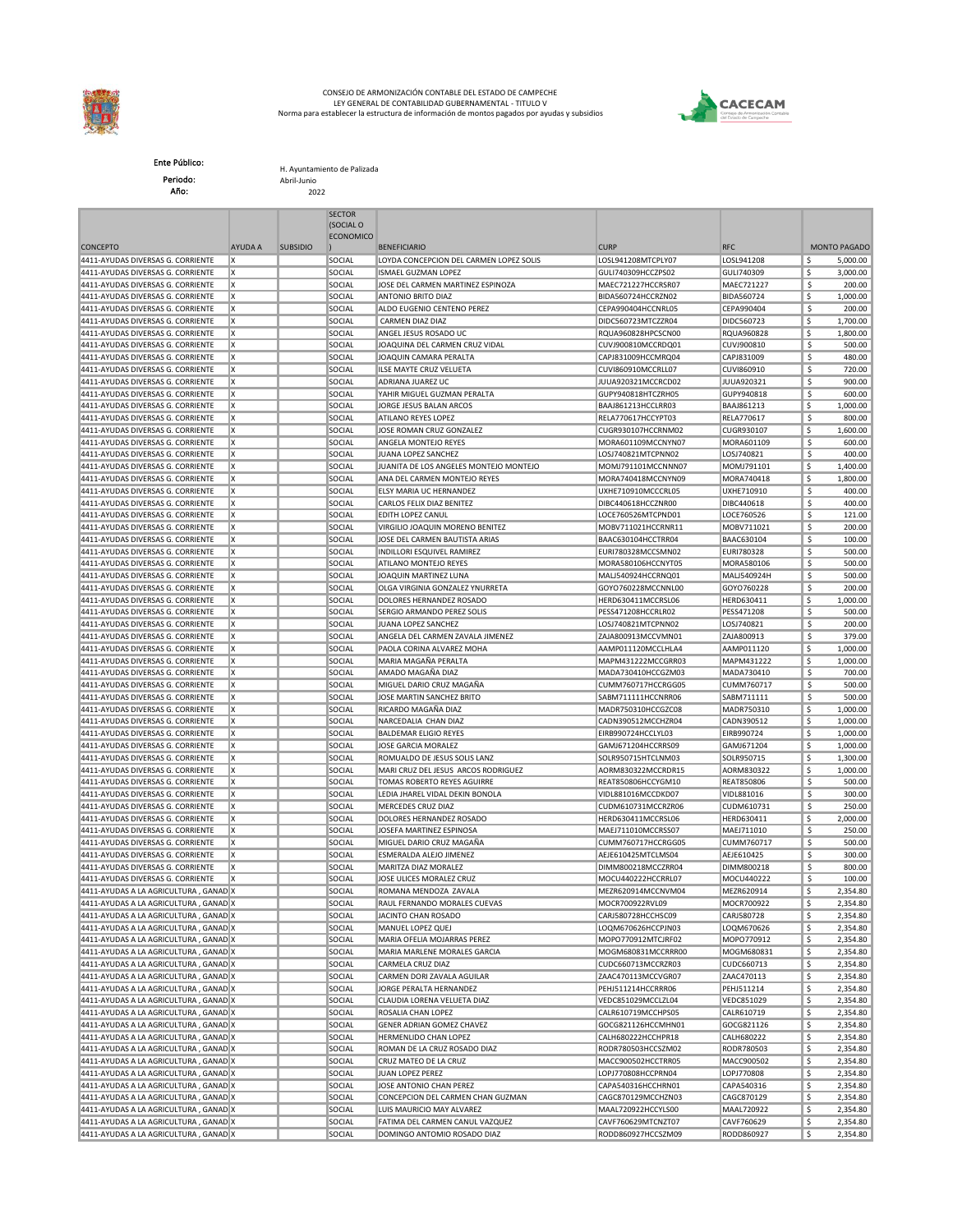CONSEJO DE ARMONIZACIÓN CONTABLE DEL ESTADO DE CAMPECHE
LEY GENERAL DE CONTABILIDAD GUBERNAMENTAL - TITULO V
Norma para establecer la estructura de información de montos pagados por ayudas y subsidios

**Ente Público:** H. Ayuntamiento de Palizada
**Periodo:** Abril-Junio
**Año:** 2022

| CONCEPTO | AYUDA A | SUBSIDIO | SECTOR (SOCIAL O ECONOMICO) | BENEFICIARIO | CURP | RFC | MONTO PAGADO |
|---|---|---|---|---|---|---|---|
| 4411-AYUDAS DIVERSAS G. CORRIENTE | X | | SOCIAL | LOYDA CONCEPCION DEL CARMEN LOPEZ SOLIS | LOSL941208MTCPLY07 | LOSL941208 | $ 5,000.00 |
| 4411-AYUDAS DIVERSAS G. CORRIENTE | X | | SOCIAL | ISMAEL GUZMAN LOPEZ | GULI740309HCCZPS02 | GULI740309 | $ 3,000.00 |
| 4411-AYUDAS DIVERSAS G. CORRIENTE | X | | SOCIAL | JOSE DEL CARMEN MARTINEZ ESPINOZA | MAEC721227HCCRSR07 | MAEC721227 | $ 200.00 |
| 4411-AYUDAS DIVERSAS G. CORRIENTE | X | | SOCIAL | ANTONIO BRITO DIAZ | BIDA560724HCCRZN02 | BIDA560724 | $ 1,000.00 |
| 4411-AYUDAS DIVERSAS G. CORRIENTE | X | | SOCIAL | ALDO EUGENIO CENTENO PEREZ | CEPA990404HCCNRL05 | CEPA990404 | $ 200.00 |
| 4411-AYUDAS DIVERSAS G. CORRIENTE | X | | SOCIAL | CARMEN DIAZ DIAZ | DIDC560723MTCZZR04 | DIDC560723 | $ 1,700.00 |
| 4411-AYUDAS DIVERSAS G. CORRIENTE | X | | SOCIAL | ANGEL JESUS ROSADO UC | RQUA960828HPCSCN00 | RQUA960828 | $ 1,800.00 |
| 4411-AYUDAS DIVERSAS G. CORRIENTE | X | | SOCIAL | JOAQUINA DEL CARMEN CRUZ VIDAL | CUVJ900810MCCRDQ01 | CUVJ900810 | $ 500.00 |
| 4411-AYUDAS DIVERSAS G. CORRIENTE | X | | SOCIAL | JOAQUIN CAMARA PERALTA | CAPJ831009HCCMRQ04 | CAPJ831009 | $ 480.00 |
| 4411-AYUDAS DIVERSAS G. CORRIENTE | X | | SOCIAL | ILSE MAYTE CRUZ VELUETA | CUVI860910MCCRLL07 | CUVI860910 | $ 720.00 |
| 4411-AYUDAS DIVERSAS G. CORRIENTE | X | | SOCIAL | ADRIANA JUAREZ UC | JUUA920321MCCRCD02 | JUUA920321 | $ 900.00 |
| 4411-AYUDAS DIVERSAS G. CORRIENTE | X | | SOCIAL | YAHIR MIGUEL GUZMAN PERALTA | GUPY940818HTCZRH05 | GUPY940818 | $ 600.00 |
| 4411-AYUDAS DIVERSAS G. CORRIENTE | X | | SOCIAL | JORGE JESUS BALAN ARCOS | BAAJ861213HCCLRR03 | BAAJ861213 | $ 1,000.00 |
| 4411-AYUDAS DIVERSAS G. CORRIENTE | X | | SOCIAL | ATILANO REYES LOPEZ | RELA770617HCCYPT03 | RELA770617 | $ 800.00 |
| 4411-AYUDAS DIVERSAS G. CORRIENTE | X | | SOCIAL | JOSE ROMAN CRUZ GONZALEZ | CUGR930107HCCRNM02 | CUGR930107 | $ 1,600.00 |
| 4411-AYUDAS DIVERSAS G. CORRIENTE | X | | SOCIAL | ANGELA MONTEJO REYES | MORA601109MCCNYN07 | MORA601109 | $ 600.00 |
| 4411-AYUDAS DIVERSAS G. CORRIENTE | X | | SOCIAL | JUANA LOPEZ SANCHEZ | LOSJ740821MTCPNN02 | LOSJ740821 | $ 400.00 |
| 4411-AYUDAS DIVERSAS G. CORRIENTE | X | | SOCIAL | JUANITA DE LOS ANGELES MONTEJO MONTEJO | MOMJ791101MCCNNN07 | MOMJ791101 | $ 1,400.00 |
| 4411-AYUDAS DIVERSAS G. CORRIENTE | X | | SOCIAL | ANA DEL CARMEN MONTEJO REYES | MORA740418MCCNYN09 | MORA740418 | $ 1,800.00 |
| 4411-AYUDAS DIVERSAS G. CORRIENTE | X | | SOCIAL | ELSY MARIA UC HERNANDEZ | UXHE710910MCCCRL05 | UXHE710910 | $ 400.00 |
| 4411-AYUDAS DIVERSAS G. CORRIENTE | X | | SOCIAL | CARLOS FELIX DIAZ BENITEZ | DIBC440618HCCZNR00 | DIBC440618 | $ 400.00 |
| 4411-AYUDAS DIVERSAS G. CORRIENTE | X | | SOCIAL | EDITH LOPEZ CANUL | LOCE760526MTCPND01 | LOCE760526 | $ 121.00 |
| 4411-AYUDAS DIVERSAS G. CORRIENTE | X | | SOCIAL | VIRGILIO JOAQUIN MORENO BENITEZ | MOBV711021HCCRNR11 | MOBV711021 | $ 200.00 |
| 4411-AYUDAS DIVERSAS G. CORRIENTE | X | | SOCIAL | JOSE DEL CARMEN BAUTISTA ARIAS | BAAC630104HCCTRR04 | BAAC630104 | $ 100.00 |
| 4411-AYUDAS DIVERSAS G. CORRIENTE | X | | SOCIAL | INDILLORI ESQUIVEL RAMIREZ | EURI780328MCCSMN02 | EURI780328 | $ 500.00 |
| 4411-AYUDAS DIVERSAS G. CORRIENTE | X | | SOCIAL | ATILANO MONTEJO REYES | MORA580106HCCNYT05 | MORA580106 | $ 500.00 |
| 4411-AYUDAS DIVERSAS G. CORRIENTE | X | | SOCIAL | JOAQUIN MARTINEZ LUNA | MALJ540924HCCRNQ01 | MALJ540924H | $ 500.00 |
| 4411-AYUDAS DIVERSAS G. CORRIENTE | X | | SOCIAL | OLGA VIRGINIA GONZALEZ YNURRETA | GOYO760228MCCNNL00 | GOYO760228 | $ 200.00 |
| 4411-AYUDAS DIVERSAS G. CORRIENTE | X | | SOCIAL | DOLORES HERNANDEZ ROSADO | HERD630411MCCRSL06 | HERD630411 | $ 1,000.00 |
| 4411-AYUDAS DIVERSAS G. CORRIENTE | X | | SOCIAL | SERGIO ARMANDO PEREZ SOLIS | PESS471208HCCRLR02 | PESS471208 | $ 500.00 |
| 4411-AYUDAS DIVERSAS G. CORRIENTE | X | | SOCIAL | JUANA LOPEZ SANCHEZ | LOSJ740821MTCPNN02 | LOSJ740821 | $ 200.00 |
| 4411-AYUDAS DIVERSAS G. CORRIENTE | X | | SOCIAL | ANGELA DEL CARMEN ZAVALA JIMENEZ | ZAJA800913MCCVMN01 | ZAJA800913 | $ 379.00 |
| 4411-AYUDAS DIVERSAS G. CORRIENTE | X | | SOCIAL | PAOLA CORINA ALVAREZ MOHA | AAMP011120MCCLHLA4 | AAMP011120 | $ 1,000.00 |
| 4411-AYUDAS DIVERSAS G. CORRIENTE | X | | SOCIAL | MARIA MAGAÑA PERALTA | MAPM431222MCCGRR03 | MAPM431222 | $ 1,000.00 |
| 4411-AYUDAS DIVERSAS G. CORRIENTE | X | | SOCIAL | AMADO MAGAÑA DIAZ | MADA730410HCCGZM03 | MADA730410 | $ 700.00 |
| 4411-AYUDAS DIVERSAS G. CORRIENTE | X | | SOCIAL | MIGUEL DARIO CRUZ MAGAÑA | CUMM760717HCCRGG05 | CUMM760717 | $ 500.00 |
| 4411-AYUDAS DIVERSAS G. CORRIENTE | X | | SOCIAL | JOSE MARTIN SANCHEZ BRITO | SABM711111HCCNRR06 | SABM711111 | $ 500.00 |
| 4411-AYUDAS DIVERSAS G. CORRIENTE | X | | SOCIAL | RICARDO MAGAÑA DIAZ | MADR750310HCCGZC08 | MADR750310 | $ 1,000.00 |
| 4411-AYUDAS DIVERSAS G. CORRIENTE | X | | SOCIAL | NARCEDALIA CHAN DIAZ | CADN390512MCCHZR04 | CADN390512 | $ 1,000.00 |
| 4411-AYUDAS DIVERSAS G. CORRIENTE | X | | SOCIAL | BALDEMAR ELIGIO REYES | EIRB990724HCCLYL03 | EIRB990724 | $ 1,000.00 |
| 4411-AYUDAS DIVERSAS G. CORRIENTE | X | | SOCIAL | JOSE GARCIA MORALEZ | GAMJ671204HCCRRS09 | GAMJ671204 | $ 1,000.00 |
| 4411-AYUDAS DIVERSAS G. CORRIENTE | X | | SOCIAL | ROMUALDO DE JESUS SOLIS LANZ | SOLR950715HTCLNM03 | SOLR950715 | $ 1,300.00 |
| 4411-AYUDAS DIVERSAS G. CORRIENTE | X | | SOCIAL | MARI CRUZ DEL JESUS ARCOS RODRIGUEZ | AORM830322MCCRDR15 | AORM830322 | $ 1,000.00 |
| 4411-AYUDAS DIVERSAS G. CORRIENTE | X | | SOCIAL | TOMAS ROBERTO REYES AGUIRRE | REAT850806HCCYGM10 | REAT850806 | $ 500.00 |
| 4411-AYUDAS DIVERSAS G. CORRIENTE | X | | SOCIAL | LEDIA JHAREL VIDAL DEKIN BONOLA | VIDL881016MCCDKD07 | VIDL881016 | $ 300.00 |
| 4411-AYUDAS DIVERSAS G. CORRIENTE | X | | SOCIAL | MERCEDES CRUZ DIAZ | CUDM610731MCCRZR06 | CUDM610731 | $ 250.00 |
| 4411-AYUDAS DIVERSAS G. CORRIENTE | X | | SOCIAL | DOLORES HERNANDEZ ROSADO | HERD630411MCCRSL06 | HERD630411 | $ 2,000.00 |
| 4411-AYUDAS DIVERSAS G. CORRIENTE | X | | SOCIAL | JOSEFA MARTINEZ ESPINOSA | MAEJ711010MCCRSS07 | MAEJ711010 | $ 250.00 |
| 4411-AYUDAS DIVERSAS G. CORRIENTE | X | | SOCIAL | MIGUEL DARIO CRUZ MAGAÑA | CUMM760717HCCRGG05 | CUMM760717 | $ 500.00 |
| 4411-AYUDAS DIVERSAS G. CORRIENTE | X | | SOCIAL | ESMERALDA ALEJO JIMENEZ | AEJE610425MCTLMS04 | AEJE610425 | $ 300.00 |
| 4411-AYUDAS DIVERSAS G. CORRIENTE | X | | SOCIAL | MARITZA DIAZ MORALEZ | DIMM800218MCCZRR04 | DIMM800218 | $ 800.00 |
| 4411-AYUDAS DIVERSAS G. CORRIENTE | X | | SOCIAL | JOSE ULICES MORALEZ CRUZ | MOCU440222HCCRRL07 | MOCU440222 | $ 100.00 |
| 4411-AYUDAS A LA AGRICULTURA , GANAD | X | | SOCIAL | ROMANA MENDOZA ZAVALA | MEZR620914MCCNVM04 | MEZR620914 | $ 2,354.80 |
| 4411-AYUDAS A LA AGRICULTURA , GANAD | X | | SOCIAL | RAUL FERNANDO MORALES CUEVAS | MOCR700922RVL09 | MOCR700922 | $ 2,354.80 |
| 4411-AYUDAS A LA AGRICULTURA , GANAD | X | | SOCIAL | JACINTO CHAN ROSADO | CARJ580728HCCHSC09 | CARJ580728 | $ 2,354.80 |
| 4411-AYUDAS A LA AGRICULTURA , GANAD | X | | SOCIAL | MANUEL LOPEZ QUEJ | LOQM670626HCCPJN03 | LOQM670626 | $ 2,354.80 |
| 4411-AYUDAS A LA AGRICULTURA , GANAD | X | | SOCIAL | MARIA OFELIA MOJARRAS PEREZ | MOPO770912MTCJRF02 | MOPO770912 | $ 2,354.80 |
| 4411-AYUDAS A LA AGRICULTURA , GANAD | X | | SOCIAL | MARIA MARLENE MORALES GARCIA | MOGM680831MCCRRR00 | MOGM680831 | $ 2,354.80 |
| 4411-AYUDAS A LA AGRICULTURA , GANAD | X | | SOCIAL | CARMELA CRUZ DIAZ | CUDC660713MCCRZR03 | CUDC660713 | $ 2,354.80 |
| 4411-AYUDAS A LA AGRICULTURA , GANAD | X | | SOCIAL | CARMEN DORI ZAVALA AGUILAR | ZAAC470113MCCVGR07 | ZAAC470113 | $ 2,354.80 |
| 4411-AYUDAS A LA AGRICULTURA , GANAD | X | | SOCIAL | JORGE PERALTA HERNANDEZ | PEHJ511214HCCRRR06 | PEHJ511214 | $ 2,354.80 |
| 4411-AYUDAS A LA AGRICULTURA , GANAD | X | | SOCIAL | CLAUDIA LORENA VELUETA DIAZ | VEDC851029MCCLZL04 | VEDC851029 | $ 2,354.80 |
| 4411-AYUDAS A LA AGRICULTURA , GANAD | X | | SOCIAL | ROSALIA CHAN LOPEZ | CALR610719MCCHPS05 | CALR610719 | $ 2,354.80 |
| 4411-AYUDAS A LA AGRICULTURA , GANAD | X | | SOCIAL | GENER ADRIAN GOMEZ CHAVEZ | GOCG821126HCCMHN01 | GOCG821126 | $ 2,354.80 |
| 4411-AYUDAS A LA AGRICULTURA , GANAD | X | | SOCIAL | HERMENLIDO CHAN LOPEZ | CALH680222HCCHPR18 | CALH680222 | $ 2,354.80 |
| 4411-AYUDAS A LA AGRICULTURA , GANAD | X | | SOCIAL | ROMAN DE LA CRUZ ROSADO DIAZ | RODR780503HCCSZM02 | RODR780503 | $ 2,354.80 |
| 4411-AYUDAS A LA AGRICULTURA , GANAD | X | | SOCIAL | CRUZ MATEO DE LA CRUZ | MACC900502HCCTRR05 | MACC900502 | $ 2,354.80 |
| 4411-AYUDAS A LA AGRICULTURA , GANAD | X | | SOCIAL | JUAN LOPEZ PEREZ | LOPJ770808HCCPRN04 | LOPJ770808 | $ 2,354.80 |
| 4411-AYUDAS A LA AGRICULTURA , GANAD | X | | SOCIAL | JOSE ANTONIO CHAN PEREZ | CAPA540316HCCHRN01 | CAPA540316 | $ 2,354.80 |
| 4411-AYUDAS A LA AGRICULTURA , GANAD | X | | SOCIAL | CONCEPCION DEL CARMEN CHAN GUZMAN | CAGC870129MCCHZN03 | CAGC870129 | $ 2,354.80 |
| 4411-AYUDAS A LA AGRICULTURA , GANAD | X | | SOCIAL | LUIS MAURICIO MAY ALVAREZ | MAAL720922HCCYLS00 | MAAL720922 | $ 2,354.80 |
| 4411-AYUDAS A LA AGRICULTURA , GANAD | X | | SOCIAL | FATIMA DEL CARMEN CANUL VAZQUEZ | CAVF760629MTCNZT07 | CAVF760629 | $ 2,354.80 |
| 4411-AYUDAS A LA AGRICULTURA , GANAD | X | | SOCIAL | DOMINGO ANTOMIO ROSADO DIAZ | RODD860927HCCSZM09 | RODD860927 | $ 2,354.80 |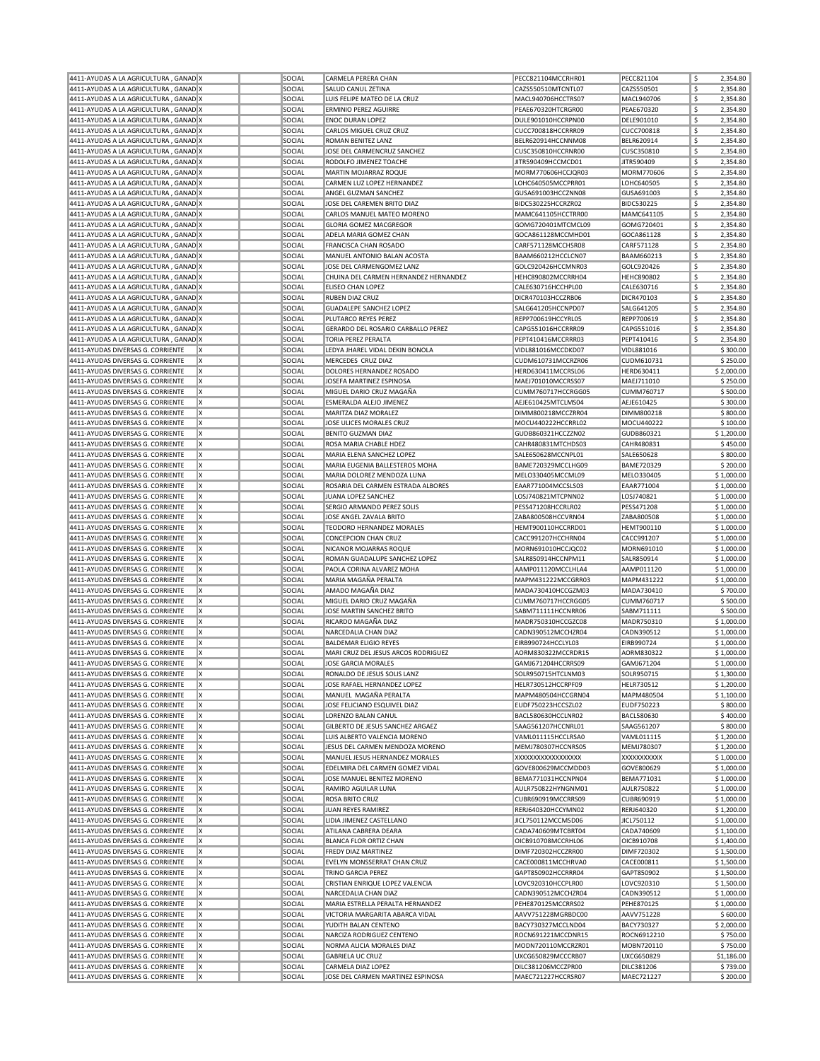| | | | | | | | |
|---|---|---|---|---|---|---|---|
| 4411-AYUDAS A LA AGRICULTURA , GANAD | X | | SOCIAL | CARMELA PERERA CHAN | PECC821104MCCRHR01 | PECC821104 | $ 2,354.80 |
| 4411-AYUDAS A LA AGRICULTURA , GANAD | X | | SOCIAL | SALUD CANUL ZETINA | CAZS550510MTCNTL07 | CAZS550501 | $ 2,354.80 |
| 4411-AYUDAS A LA AGRICULTURA , GANAD | X | | SOCIAL | LUIS FELIPE MATEO DE LA CRUZ | MACL940706HCCTRS07 | MACL940706 | $ 2,354.80 |
| 4411-AYUDAS A LA AGRICULTURA , GANAD | X | | SOCIAL | ERMINIO PEREZ AGUIRRE | PEAE670320HTCRGR00 | PEAE670320 | $ 2,354.80 |
| 4411-AYUDAS A LA AGRICULTURA , GANAD | X | | SOCIAL | ENOC DURAN LOPEZ | DULE901010HCCRPN00 | DELE901010 | $ 2,354.80 |
| 4411-AYUDAS A LA AGRICULTURA , GANAD | X | | SOCIAL | CARLOS MIGUEL CRUZ CRUZ | CUCC700818HCCRRR09 | CUCC700818 | $ 2,354.80 |
| 4411-AYUDAS A LA AGRICULTURA , GANAD | X | | SOCIAL | ROMAN BENITEZ LANZ | BELR620914HCCNNM08 | BELR620914 | $ 2,354.80 |
| 4411-AYUDAS A LA AGRICULTURA , GANAD | X | | SOCIAL | JOSE DEL CARMENCRUZ SANCHEZ | CUSC350810HCCRNR00 | CUSC350810 | $ 2,354.80 |
| 4411-AYUDAS A LA AGRICULTURA , GANAD | X | | SOCIAL | RODOLFO JIMENEZ TOACHE | JITR590409HCCMCD01 | JITR590409 | $ 2,354.80 |
| 4411-AYUDAS A LA AGRICULTURA , GANAD | X | | SOCIAL | MARTIN MOJARRAZ ROQUE | MORM770606HCCJQR03 | MORM770606 | $ 2,354.80 |
| 4411-AYUDAS A LA AGRICULTURA , GANAD | X | | SOCIAL | CARMEN LUZ LOPEZ HERNANDEZ | LOHC640505MCCPRR01 | LOHC640505 | $ 2,354.80 |
| 4411-AYUDAS A LA AGRICULTURA , GANAD | X | | SOCIAL | ANGEL GUZMAN SANCHEZ | GUSA691003HCCZNN08 | GUSA691003 | $ 2,354.80 |
| 4411-AYUDAS A LA AGRICULTURA , GANAD | X | | SOCIAL | JOSE DEL CAREMEN BRITO DIAZ | BIDC530225HCCRZR02 | BIDC530225 | $ 2,354.80 |
| 4411-AYUDAS A LA AGRICULTURA , GANAD | X | | SOCIAL | CARLOS MANUEL MATEO MORENO | MAMC641105HCCTRR00 | MAMC641105 | $ 2,354.80 |
| 4411-AYUDAS A LA AGRICULTURA , GANAD | X | | SOCIAL | GLORIA GOMEZ MACGREGOR | GOMG720401MTCMCL09 | GOMG720401 | $ 2,354.80 |
| 4411-AYUDAS A LA AGRICULTURA , GANAD | X | | SOCIAL | ADELA MARIA GOMEZ CHAN | GOCA861128MCCMHD01 | GOCA861128 | $ 2,354.80 |
| 4411-AYUDAS A LA AGRICULTURA , GANAD | X | | SOCIAL | FRANCISCA CHAN ROSADO | CARF571128MCCHSR08 | CARF571128 | $ 2,354.80 |
| 4411-AYUDAS A LA AGRICULTURA , GANAD | X | | SOCIAL | MANUEL ANTONIO BALAN ACOSTA | BAAM660212HCCLCN07 | BAAM660213 | $ 2,354.80 |
| 4411-AYUDAS A LA AGRICULTURA , GANAD | X | | SOCIAL | JOSE DEL CARMENGOMEZ LANZ | GOLC920426HCCMNR03 | GOLC920426 | $ 2,354.80 |
| 4411-AYUDAS A LA AGRICULTURA , GANAD | X | | SOCIAL | CHUINA DEL CARMEN HERNANDEZ HERNANDEZ | HEHC890802MCCRRH04 | HEHC890802 | $ 2,354.80 |
| 4411-AYUDAS A LA AGRICULTURA , GANAD | X | | SOCIAL | ELISEO CHAN LOPEZ | CALE630716HCCHPL00 | CALE630716 | $ 2,354.80 |
| 4411-AYUDAS A LA AGRICULTURA , GANAD | X | | SOCIAL | RUBEN DIAZ CRUZ | DICR470103HCCZRB06 | DICR470103 | $ 2,354.80 |
| 4411-AYUDAS A LA AGRICULTURA , GANAD | X | | SOCIAL | GUADALEPE SANCHEZ LOPEZ | SALG641205HCCNPD07 | SALG641205 | $ 2,354.80 |
| 4411-AYUDAS A LA AGRICULTURA , GANAD | X | | SOCIAL | PLUTARCO REYES PEREZ | REPP700619HCCYRL05 | REPP700619 | $ 2,354.80 |
| 4411-AYUDAS A LA AGRICULTURA , GANAD | X | | SOCIAL | GERARDO DEL ROSARIO CARBALLO PEREZ | CAPG551016HCCRRR09 | CAPG551016 | $ 2,354.80 |
| 4411-AYUDAS A LA AGRICULTURA , GANAD | X | | SOCIAL | TORIA PEREZ PERALTA | PEPT410416MCCRRR03 | PEPT410416 | $ 2,354.80 |
| 4411-AYUDAS DIVERSAS G. CORRIENTE | X | | SOCIAL | LEDYA JHAREL VIDAL DEKIN BONOLA | VIDL881016MCCDKD07 | VIDL881016 | $ 300.00 |
| 4411-AYUDAS DIVERSAS G. CORRIENTE | X | | SOCIAL | MERCEDES CRUZ DIAZ | CUDM610731MCCRZR06 | CUDM610731 | $ 250.00 |
| 4411-AYUDAS DIVERSAS G. CORRIENTE | X | | SOCIAL | DOLORES HERNANDEZ ROSADO | HERD630411MCCRSL06 | HERD630411 | $ 2,000.00 |
| 4411-AYUDAS DIVERSAS G. CORRIENTE | X | | SOCIAL | JOSEFA MARTINEZ ESPINOSA | MAEJ701010MCCRSS07 | MAEJ711010 | $ 250.00 |
| 4411-AYUDAS DIVERSAS G. CORRIENTE | X | | SOCIAL | MIGUEL DARIO CRUZ MAGAÑA | CUMM760717HCCRGG05 | CUMM760717 | $ 500.00 |
| 4411-AYUDAS DIVERSAS G. CORRIENTE | X | | SOCIAL | ESMERALDA ALEJO JIMENEZ | AEJE610425MTCLMS04 | AEJE610425 | $ 300.00 |
| 4411-AYUDAS DIVERSAS G. CORRIENTE | X | | SOCIAL | MARITZA DIAZ MORALEZ | DIMM800218MCCZRR04 | DIMM800218 | $ 800.00 |
| 4411-AYUDAS DIVERSAS G. CORRIENTE | X | | SOCIAL | JOSE ULICES MORALES CRUZ | MOCU440222HCCRRL02 | MOCU440222 | $ 100.00 |
| 4411-AYUDAS DIVERSAS G. CORRIENTE | X | | SOCIAL | BENITO GUZMAN DIAZ | GUDB860321HCCZZN02 | GUDB860321 | $ 1,200.00 |
| 4411-AYUDAS DIVERSAS G. CORRIENTE | X | | SOCIAL | ROSA MARIA CHABLE HDEZ | CAHR480831MTCHDS03 | CAHR480831 | $ 450.00 |
| 4411-AYUDAS DIVERSAS G. CORRIENTE | X | | SOCIAL | MARIA ELENA SANCHEZ LOPEZ | SALE650628MCCNPL01 | SALE650628 | $ 800.00 |
| 4411-AYUDAS DIVERSAS G. CORRIENTE | X | | SOCIAL | MARIA EUGENIA BALLESTEROS MOHA | BAME720329MCCLHG09 | BAME720329 | $ 200.00 |
| 4411-AYUDAS DIVERSAS G. CORRIENTE | X | | SOCIAL | MARIA DOLOREZ MENDOZA LUNA | MELO330405MCCML09 | MELO330405 | $ 1,000.00 |
| 4411-AYUDAS DIVERSAS G. CORRIENTE | X | | SOCIAL | ROSARIA DEL CARMEN ESTRADA ALBORES | EAAR771004MCCSLS03 | EAAR771004 | $ 1,000.00 |
| 4411-AYUDAS DIVERSAS G. CORRIENTE | X | | SOCIAL | JUANA LOPEZ SANCHEZ | LOSJ740821MTCPNN02 | LOSJ740821 | $ 1,000.00 |
| 4411-AYUDAS DIVERSAS G. CORRIENTE | X | | SOCIAL | SERGIO ARMANDO PEREZ SOLIS | PESS471208HCCRLR02 | PESS471208 | $ 1,000.00 |
| 4411-AYUDAS DIVERSAS G. CORRIENTE | X | | SOCIAL | JOSE ANGEL ZAVALA BRITO | ZABA800508HCCVRN04 | ZABA800508 | $ 1,000.00 |
| 4411-AYUDAS DIVERSAS G. CORRIENTE | X | | SOCIAL | TEODORO HERNANDEZ MORALES | HEMT900110HCCRRD01 | HEMT900110 | $ 1,000.00 |
| 4411-AYUDAS DIVERSAS G. CORRIENTE | X | | SOCIAL | CONCEPCION CHAN CRUZ | CACC991207HCCHRN04 | CACC991207 | $ 1,000.00 |
| 4411-AYUDAS DIVERSAS G. CORRIENTE | X | | SOCIAL | NICANOR MOJARRAS ROQUE | MORN691010HCCJQC02 | MORN691010 | $ 1,000.00 |
| 4411-AYUDAS DIVERSAS G. CORRIENTE | X | | SOCIAL | ROMAN GUADALUPE SANCHEZ LOPEZ | SALR850914HCCNPM11 | SALR850914 | $ 1,000.00 |
| 4411-AYUDAS DIVERSAS G. CORRIENTE | X | | SOCIAL | PAOLA CORINA ALVAREZ MOHA | AAMP011120MCCLHLA4 | AAMP011120 | $ 1,000.00 |
| 4411-AYUDAS DIVERSAS G. CORRIENTE | X | | SOCIAL | MARIA MAGAÑA PERALTA | MAPM431222MCCGRR03 | MAPM431222 | $ 1,000.00 |
| 4411-AYUDAS DIVERSAS G. CORRIENTE | X | | SOCIAL | AMADO MAGAÑA DIAZ | MADA730410HCCGZM03 | MADA730410 | $ 700.00 |
| 4411-AYUDAS DIVERSAS G. CORRIENTE | X | | SOCIAL | MIGUEL DARIO CRUZ MAGAÑA | CUMM760717HCCRGG05 | CUMM760717 | $ 500.00 |
| 4411-AYUDAS DIVERSAS G. CORRIENTE | X | | SOCIAL | JOSE MARTIN SANCHEZ BRITO | SABM711111HCCNRR06 | SABM711111 | $ 500.00 |
| 4411-AYUDAS DIVERSAS G. CORRIENTE | X | | SOCIAL | RICARDO MAGAÑA DIAZ | MADR750310HCCGZC08 | MADR750310 | $ 1,000.00 |
| 4411-AYUDAS DIVERSAS G. CORRIENTE | X | | SOCIAL | NARCEDALIA CHAN DIAZ | CADN390512MCCHZR04 | CADN390512 | $ 1,000.00 |
| 4411-AYUDAS DIVERSAS G. CORRIENTE | X | | SOCIAL | BALDEMAR ELIGIO REYES | EIRB990724HCCLYL03 | EIRB990724 | $ 1,000.00 |
| 4411-AYUDAS DIVERSAS G. CORRIENTE | X | | SOCIAL | MARI CRUZ DEL JESUS ARCOS RODRIGUEZ | AORM830322MCCRDR15 | AORM830322 | $ 1,000.00 |
| 4411-AYUDAS DIVERSAS G. CORRIENTE | X | | SOCIAL | JOSE GARCIA MORALES | GAMJ671204HCCRRS09 | GAMJ671204 | $ 1,000.00 |
| 4411-AYUDAS DIVERSAS G. CORRIENTE | X | | SOCIAL | RONALDO DE JESUS SOLIS LANZ | SOLR950715HTCLNM03 | SOLR950715 | $ 1,300.00 |
| 4411-AYUDAS DIVERSAS G. CORRIENTE | X | | SOCIAL | JOSE RAFAEL HERNANDEZ LOPEZ | HELR730512HCCRPF09 | HELR730512 | $ 1,200.00 |
| 4411-AYUDAS DIVERSAS G. CORRIENTE | X | | SOCIAL | MANUEL MAGAÑA PERALTA | MAPM480504HCCGRN04 | MAPM480504 | $ 1,100.00 |
| 4411-AYUDAS DIVERSAS G. CORRIENTE | X | | SOCIAL | JOSE FELICIANO ESQUIVEL DIAZ | EUDF750223HCCSZL02 | EUDF750223 | $ 800.00 |
| 4411-AYUDAS DIVERSAS G. CORRIENTE | X | | SOCIAL | LORENZO BALAN CANUL | BACL580630HCCLNR02 | BACL580630 | $ 400.00 |
| 4411-AYUDAS DIVERSAS G. CORRIENTE | X | | SOCIAL | GILBERTO DE JESUS SANCHEZ ARGAEZ | SAAG561207HCCNRL01 | SAAG561207 | $ 800.00 |
| 4411-AYUDAS DIVERSAS G. CORRIENTE | X | | SOCIAL | LUIS ALBERTO VALENCIA MORENO | VAML011115HCCLRSA0 | VAML011115 | $ 1,200.00 |
| 4411-AYUDAS DIVERSAS G. CORRIENTE | X | | SOCIAL | JESUS DEL CARMEN MENDOZA MORENO | MEMJ780307HCCNRS05 | MEMJ780307 | $ 1,200.00 |
| 4411-AYUDAS DIVERSAS G. CORRIENTE | X | | SOCIAL | MANUEL JESUS HERNANDEZ MORALES | XXXXXXXXXXXXXXXXX | XXXXXXXXXX | $ 1,000.00 |
| 4411-AYUDAS DIVERSAS G. CORRIENTE | X | | SOCIAL | EDELMIRA DEL CARMEN GOMEZ VIDAL | GOVE800629MCCMDD03 | GOVE800629 | $ 1,000.00 |
| 4411-AYUDAS DIVERSAS G. CORRIENTE | X | | SOCIAL | JOSE MANUEL BENITEZ MORENO | BEMA771031HCCNPN04 | BEMA771031 | $ 1,000.00 |
| 4411-AYUDAS DIVERSAS G. CORRIENTE | X | | SOCIAL | RAMIRO AGUILAR LUNA | AULR750822HYNGNM01 | AULR750822 | $ 1,000.00 |
| 4411-AYUDAS DIVERSAS G. CORRIENTE | X | | SOCIAL | ROSA BRITO CRUZ | CUBR690919MCCRRS09 | CUBR690919 | $ 1,000.00 |
| 4411-AYUDAS DIVERSAS G. CORRIENTE | X | | SOCIAL | JUAN REYES RAMIREZ | RERJ640320HCCYMN02 | RERJ640320 | $ 1,200.00 |
| 4411-AYUDAS DIVERSAS G. CORRIENTE | X | | SOCIAL | LIDIA JIMENEZ CASTELLANO | JICL750112MCCMSD06 | JICL750112 | $ 1,000.00 |
| 4411-AYUDAS DIVERSAS G. CORRIENTE | X | | SOCIAL | ATILANA CABRERA DEARA | CADA740609MTCBRT04 | CADA740609 | $ 1,100.00 |
| 4411-AYUDAS DIVERSAS G. CORRIENTE | X | | SOCIAL | BLANCA FLOR ORTIZ CHAN | OICB910708MCCRHL06 | OICB910708 | $ 1,400.00 |
| 4411-AYUDAS DIVERSAS G. CORRIENTE | X | | SOCIAL | FREDY DIAZ MARTINEZ | DIMF720302HCCZRR00 | DIMF720302 | $ 1,500.00 |
| 4411-AYUDAS DIVERSAS G. CORRIENTE | X | | SOCIAL | EVELYN MONSSERRAT CHAN CRUZ | CACE000811MCCHRVA0 | CACE000811 | $ 1,500.00 |
| 4411-AYUDAS DIVERSAS G. CORRIENTE | X | | SOCIAL | TRINO GARCIA PEREZ | GAPT850902HCCRRR04 | GAPT850902 | $ 1,500.00 |
| 4411-AYUDAS DIVERSAS G. CORRIENTE | X | | SOCIAL | CRISTIAN ENRIQUE LOPEZ VALENCIA | LOVC920310HCCPLR00 | LOVC920310 | $ 1,500.00 |
| 4411-AYUDAS DIVERSAS G. CORRIENTE | X | | SOCIAL | NARCEDALIA CHAN DIAZ | CADN390512MCCHZR04 | CADN390512 | $ 1,000.00 |
| 4411-AYUDAS DIVERSAS G. CORRIENTE | X | | SOCIAL | MARIA ESTRELLA PERALTA HERNANDEZ | PEHE870125MCCRRS02 | PEHE870125 | $ 1,000.00 |
| 4411-AYUDAS DIVERSAS G. CORRIENTE | X | | SOCIAL | VICTORIA MARGARITA ABARCA VIDAL | AAVV751228MGRBDC00 | AAVV751228 | $ 600.00 |
| 4411-AYUDAS DIVERSAS G. CORRIENTE | X | | SOCIAL | YUDITH BALAN CENTENO | BACY730327MCCLND04 | BACY730327 | $ 2,000.00 |
| 4411-AYUDAS DIVERSAS G. CORRIENTE | X | | SOCIAL | NARCIZA RODRIGUEZ CENTENO | ROCN691221MCCDNR15 | ROCN6912210 | $ 750.00 |
| 4411-AYUDAS DIVERSAS G. CORRIENTE | X | | SOCIAL | NORMA ALICIA MORALES DIAZ | MODN720110MCCRZR01 | MOBN720110 | $ 750.00 |
| 4411-AYUDAS DIVERSAS G. CORRIENTE | X | | SOCIAL | GABRIELA UC CRUZ | UXCG650829MCCCRB07 | UXCG650829 | $1,186.00 |
| 4411-AYUDAS DIVERSAS G. CORRIENTE | X | | SOCIAL | CARMELA DIAZ LOPEZ | DILC381206MCCZPR00 | DILC381206 | $ 739.00 |
| 4411-AYUDAS DIVERSAS G. CORRIENTE | X | | SOCIAL | JOSE DEL CARMEN MARTINEZ ESPINOSA | MAEC721227HCCRSR07 | MAEC721227 | $ 200.00 |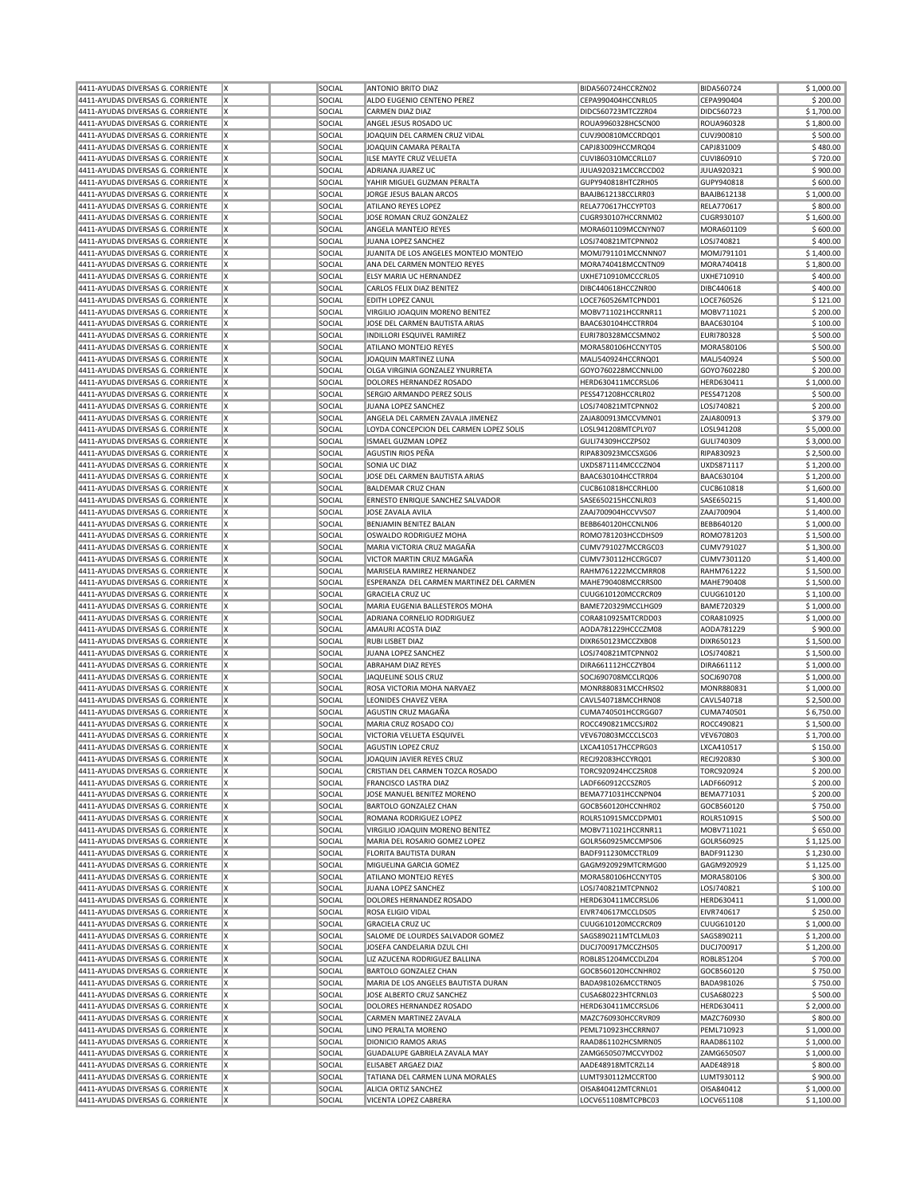| | | | | | | | |
|---|---|---|---|---|---|---|---|
| 4411-AYUDAS DIVERSAS G. CORRIENTE | X | | SOCIAL | ANTONIO BRITO DIAZ | BIDA560724HCCRZN02 | BIDA560724 | $ 1,000.00 |
| 4411-AYUDAS DIVERSAS G. CORRIENTE | X | | SOCIAL | ALDO EUGENIO CENTENO PEREZ | CEPA990404HCCNRL05 | CEPA990404 | $ 200.00 |
| 4411-AYUDAS DIVERSAS G. CORRIENTE | X | | SOCIAL | CARMEN DIAZ DIAZ | DIDC560723MTCZZR04 | DIDC560723 | $ 1,700.00 |
| 4411-AYUDAS DIVERSAS G. CORRIENTE | X | | SOCIAL | ANGEL JESUS ROSADO UC | ROUA9960328HCSCN00 | ROUA960328 | $ 1,800.00 |
| 4411-AYUDAS DIVERSAS G. CORRIENTE | X | | SOCIAL | JOAQUIN DEL CARMEN CRUZ VIDAL | CUVJ900810MCCRDQ01 | CUVJ900810 | $ 500.00 |
| 4411-AYUDAS DIVERSAS G. CORRIENTE | X | | SOCIAL | JOAQUIN CAMARA PERALTA | CAPJ83009HCCMRQ04 | CAPJ831009 | $ 480.00 |
| 4411-AYUDAS DIVERSAS G. CORRIENTE | X | | SOCIAL | ILSE MAYTE CRUZ VELUETA | CUVI860310MCCRLL07 | CUVI860910 | $ 720.00 |
| 4411-AYUDAS DIVERSAS G. CORRIENTE | X | | SOCIAL | ADRIANA JUAREZ UC | JUUA920321MCCRCCD02 | JUUA920321 | $ 900.00 |
| 4411-AYUDAS DIVERSAS G. CORRIENTE | X | | SOCIAL | YAHIR MIGUEL GUZMAN PERALTA | GUPY940818HTCZRH05 | GUPY940818 | $ 600.00 |
| 4411-AYUDAS DIVERSAS G. CORRIENTE | X | | SOCIAL | JORGE JESUS BALAN ARCOS | BAAJB612138CCLRR03 | BAAJB612138 | $ 1,000.00 |
| 4411-AYUDAS DIVERSAS G. CORRIENTE | X | | SOCIAL | ATILANO REYES LOPEZ | RELA770617HCCYPT03 | RELA770617 | $ 800.00 |
| 4411-AYUDAS DIVERSAS G. CORRIENTE | X | | SOCIAL | JOSE ROMAN CRUZ GONZALEZ | CUGR930107HCCRNM02 | CUGR930107 | $ 1,600.00 |
| 4411-AYUDAS DIVERSAS G. CORRIENTE | X | | SOCIAL | ANGELA MANTEJO REYES | MORA601109MCCNYN07 | MORA601109 | $ 600.00 |
| 4411-AYUDAS DIVERSAS G. CORRIENTE | X | | SOCIAL | JUANA LOPEZ SANCHEZ | LOSJ740821MTCPNN02 | LOSJ740821 | $ 400.00 |
| 4411-AYUDAS DIVERSAS G. CORRIENTE | X | | SOCIAL | JUANITA DE LOS ANGELES MONTEJO MONTEJO | MOMJ791101MCCNNN07 | MOMJ791101 | $ 1,400.00 |
| 4411-AYUDAS DIVERSAS G. CORRIENTE | X | | SOCIAL | ANA DEL CARMEN MONTEJO REYES | MORA740418MCCNTN09 | MORA740418 | $ 1,800.00 |
| 4411-AYUDAS DIVERSAS G. CORRIENTE | X | | SOCIAL | ELSY MARIA UC HERNANDEZ | UXHE710910MCCCRL05 | UXHE710910 | $ 400.00 |
| 4411-AYUDAS DIVERSAS G. CORRIENTE | X | | SOCIAL | CARLOS FELIX DIAZ BENITEZ | DIBC440618HCCZNR00 | DIBC440618 | $ 400.00 |
| 4411-AYUDAS DIVERSAS G. CORRIENTE | X | | SOCIAL | EDITH LOPEZ CANUL | LOCE760526MTCPND01 | LOCE760526 | $ 121.00 |
| 4411-AYUDAS DIVERSAS G. CORRIENTE | X | | SOCIAL | VIRGILIO JOAQUIN MORENO BENITEZ | MOBV711021HCCRNR11 | MOBV711021 | $ 200.00 |
| 4411-AYUDAS DIVERSAS G. CORRIENTE | X | | SOCIAL | JOSE DEL CARMEN BAUTISTA ARIAS | BAAC630104HCCTRR04 | BAAC630104 | $ 100.00 |
| 4411-AYUDAS DIVERSAS G. CORRIENTE | X | | SOCIAL | INDILLORI ESQUIVEL RAMIREZ | EURI780328MCCSMN02 | EURI780328 | $ 500.00 |
| 4411-AYUDAS DIVERSAS G. CORRIENTE | X | | SOCIAL | ATILANO MONTEJO REYES | MORA580106HCCNYT05 | MORA580106 | $ 500.00 |
| 4411-AYUDAS DIVERSAS G. CORRIENTE | X | | SOCIAL | JOAQUIN MARTINEZ LUNA | MALJ540924HCCRNQ01 | MALJ540924 | $ 500.00 |
| 4411-AYUDAS DIVERSAS G. CORRIENTE | X | | SOCIAL | OLGA VIRGINIA GONZALEZ YNURRETA | GOYO760228MCCNNL00 | GOYO7602280 | $ 200.00 |
| 4411-AYUDAS DIVERSAS G. CORRIENTE | X | | SOCIAL | DOLORES HERNANDEZ ROSADO | HERD630411MCCRSL06 | HERD630411 | $ 1,000.00 |
| 4411-AYUDAS DIVERSAS G. CORRIENTE | X | | SOCIAL | SERGIO ARMANDO PEREZ SOLIS | PESS471208HCCRLR02 | PESS471208 | $ 500.00 |
| 4411-AYUDAS DIVERSAS G. CORRIENTE | X | | SOCIAL | JUANA LOPEZ SANCHEZ | LOSJ740821MTCPNN02 | LOSJ740821 | $ 200.00 |
| 4411-AYUDAS DIVERSAS G. CORRIENTE | X | | SOCIAL | ANGELA DEL CARMEN ZAVALA JIMENEZ | ZAJA800913MCCVMN01 | ZAJA800913 | $ 379.00 |
| 4411-AYUDAS DIVERSAS G. CORRIENTE | X | | SOCIAL | LOYDA CONCEPCION DEL CARMEN LOPEZ SOLIS | LOSL941208MTCPLY07 | LOSL941208 | $ 5,000.00 |
| 4411-AYUDAS DIVERSAS G. CORRIENTE | X | | SOCIAL | ISMAEL GUZMAN LOPEZ | GULI74309HCCZPS02 | GULI740309 | $ 3,000.00 |
| 4411-AYUDAS DIVERSAS G. CORRIENTE | X | | SOCIAL | AGUSTIN RIOS PEÑA | RIPA830923MCCSXG06 | RIPA830923 | $ 2,500.00 |
| 4411-AYUDAS DIVERSAS G. CORRIENTE | X | | SOCIAL | SONIA UC DIAZ | UXDS871114MCCCZN04 | UXDS871117 | $ 1,200.00 |
| 4411-AYUDAS DIVERSAS G. CORRIENTE | X | | SOCIAL | JOSE DEL CARMEN BAUTISTA ARIAS | BAAC630104HCCTRR04 | BAAC630104 | $ 1,200.00 |
| 4411-AYUDAS DIVERSAS G. CORRIENTE | X | | SOCIAL | BALDEMAR CRUZ CHAN | CUCB610818HCCRHL00 | CUCB610818 | $ 1,600.00 |
| 4411-AYUDAS DIVERSAS G. CORRIENTE | X | | SOCIAL | ERNESTO ENRIQUE SANCHEZ SALVADOR | SASE650215HCCNLR03 | SASE650215 | $ 1,400.00 |
| 4411-AYUDAS DIVERSAS G. CORRIENTE | X | | SOCIAL | JOSE ZAVALA AVILA | ZAAJ700904HCCVVS07 | ZAAJ700904 | $ 1,400.00 |
| 4411-AYUDAS DIVERSAS G. CORRIENTE | X | | SOCIAL | BENJAMIN BENITEZ BALAN | BEBB640120HCCNLN06 | BEBB640120 | $ 1,000.00 |
| 4411-AYUDAS DIVERSAS G. CORRIENTE | X | | SOCIAL | OSWALDO RODRIGUEZ MOHA | ROMO781203HCCDHS09 | ROMO781203 | $ 1,500.00 |
| 4411-AYUDAS DIVERSAS G. CORRIENTE | X | | SOCIAL | MARIA VICTORIA CRUZ MAGAÑA | CUMV791027MCCRGC03 | CUMV791027 | $ 1,300.00 |
| 4411-AYUDAS DIVERSAS G. CORRIENTE | X | | SOCIAL | VICTOR MARTIN CRUZ MAGAÑA | CUMV730112HCCRGC07 | CUMV7301120 | $ 1,400.00 |
| 4411-AYUDAS DIVERSAS G. CORRIENTE | X | | SOCIAL | MARISELA RAMIREZ HERNANDEZ | RAHM761222MCCMRR08 | RAHM761222 | $ 1,500.00 |
| 4411-AYUDAS DIVERSAS G. CORRIENTE | X | | SOCIAL | ESPERANZA DEL CARMEN MARTINEZ DEL CARMEN | MAHE790408MCCRRS00 | MAHE790408 | $ 1,500.00 |
| 4411-AYUDAS DIVERSAS G. CORRIENTE | X | | SOCIAL | GRACIELA CRUZ UC | CUUG610120MCCRCR09 | CUUG610120 | $ 1,100.00 |
| 4411-AYUDAS DIVERSAS G. CORRIENTE | X | | SOCIAL | MARIA EUGENIA BALLESTEROS MOHA | BAME720329MCCLHG09 | BAME720329 | $ 1,000.00 |
| 4411-AYUDAS DIVERSAS G. CORRIENTE | X | | SOCIAL | ADRIANA CORNELIO RODRIGUEZ | CORA810925MTCRDD03 | CORA810925 | $ 1,000.00 |
| 4411-AYUDAS DIVERSAS G. CORRIENTE | X | | SOCIAL | AMAURI ACOSTA DIAZ | AODA781229HCCCZM08 | AODA781229 | $ 900.00 |
| 4411-AYUDAS DIVERSAS G. CORRIENTE | X | | SOCIAL | RUBI LISBET DIAZ | DIXR650123MCCZXB08 | DIXR650123 | $ 1,500.00 |
| 4411-AYUDAS DIVERSAS G. CORRIENTE | X | | SOCIAL | JUANA LOPEZ SANCHEZ | LOSJ740821MTCPNN02 | LOSJ740821 | $ 1,500.00 |
| 4411-AYUDAS DIVERSAS G. CORRIENTE | X | | SOCIAL | ABRAHAM DIAZ REYES | DIRA661112HCCZYB04 | DIRA661112 | $ 1,000.00 |
| 4411-AYUDAS DIVERSAS G. CORRIENTE | X | | SOCIAL | JAQUELINE SOLIS CRUZ | SOCJ690708MCCLRQ06 | SOCJ690708 | $ 1,000.00 |
| 4411-AYUDAS DIVERSAS G. CORRIENTE | X | | SOCIAL | ROSA VICTORIA MOHA NARVAEZ | MONR880831MCCHRS02 | MONR880831 | $ 1,000.00 |
| 4411-AYUDAS DIVERSAS G. CORRIENTE | X | | SOCIAL | LEONIDES CHAVEZ VERA | CAVL540718MCCHRN08 | CAVL540718 | $ 2,500.00 |
| 4411-AYUDAS DIVERSAS G. CORRIENTE | X | | SOCIAL | AGUSTIN CRUZ MAGAÑA | CUMA740501HCCRGG07 | CUMA740501 | $ 6,750.00 |
| 4411-AYUDAS DIVERSAS G. CORRIENTE | X | | SOCIAL | MARIA CRUZ ROSADO COJ | ROCC490821MCCSJR02 | ROCC490821 | $ 1,500.00 |
| 4411-AYUDAS DIVERSAS G. CORRIENTE | X | | SOCIAL | VICTORIA VELUETA ESQUIVEL | VEV670803MCCCLSC03 | VEV670803 | $ 1,700.00 |
| 4411-AYUDAS DIVERSAS G. CORRIENTE | X | | SOCIAL | AGUSTIN LOPEZ CRUZ | LXCA410517HCCPRG03 | LXCA410517 | $ 150.00 |
| 4411-AYUDAS DIVERSAS G. CORRIENTE | X | | SOCIAL | JOAQUIN JAVIER REYES CRUZ | RECJ92083HCCYRQ01 | RECJ920830 | $ 300.00 |
| 4411-AYUDAS DIVERSAS G. CORRIENTE | X | | SOCIAL | CRISTIAN DEL CARMEN TOZCA ROSADO | TORC920924HCCZSR08 | TORC920924 | $ 200.00 |
| 4411-AYUDAS DIVERSAS G. CORRIENTE | X | | SOCIAL | FRANCISCO LASTRA DIAZ | LADF660912CCSZR05 | LADF660912 | $ 200.00 |
| 4411-AYUDAS DIVERSAS G. CORRIENTE | X | | SOCIAL | JOSE MANUEL BENITEZ MORENO | BEMA771031HCCNPN04 | BEMA771031 | $ 200.00 |
| 4411-AYUDAS DIVERSAS G. CORRIENTE | X | | SOCIAL | BARTOLO GONZALEZ CHAN | GOCB560120HCCNHR02 | GOCB560120 | $ 750.00 |
| 4411-AYUDAS DIVERSAS G. CORRIENTE | X | | SOCIAL | ROMANA RODRIGUEZ LOPEZ | ROLR510915MCCDPM01 | ROLR510915 | $ 500.00 |
| 4411-AYUDAS DIVERSAS G. CORRIENTE | X | | SOCIAL | VIRGILIO JOAQUIN MORENO BENITEZ | MOBV711021HCCRNR11 | MOBV711021 | $ 650.00 |
| 4411-AYUDAS DIVERSAS G. CORRIENTE | X | | SOCIAL | MARIA DEL ROSARIO GOMEZ LOPEZ | GOLR560925MCCMPS06 | GOLR560925 | $ 1,125.00 |
| 4411-AYUDAS DIVERSAS G. CORRIENTE | X | | SOCIAL | FLORITA BAUTISTA DURAN | BADF911230MCCTRL09 | BADF911230 | $ 1,230.00 |
| 4411-AYUDAS DIVERSAS G. CORRIENTE | X | | SOCIAL | MIGUELINA GARCIA GOMEZ | GAGM920929MTCRMG00 | GAGM920929 | $ 1,125.00 |
| 4411-AYUDAS DIVERSAS G. CORRIENTE | X | | SOCIAL | ATILANO MONTEJO REYES | MORA580106HCCNYT05 | MORA580106 | $ 300.00 |
| 4411-AYUDAS DIVERSAS G. CORRIENTE | X | | SOCIAL | JUANA LOPEZ SANCHEZ | LOSJ740821MTCPNN02 | LOSJ740821 | $ 100.00 |
| 4411-AYUDAS DIVERSAS G. CORRIENTE | X | | SOCIAL | DOLORES HERNANDEZ ROSADO | HERD630411MCCRSL06 | HERD630411 | $ 1,000.00 |
| 4411-AYUDAS DIVERSAS G. CORRIENTE | X | | SOCIAL | ROSA ELIGIO VIDAL | EIVR740617MCCLDS05 | EIVR740617 | $ 250.00 |
| 4411-AYUDAS DIVERSAS G. CORRIENTE | X | | SOCIAL | GRACIELA CRUZ UC | CUUG610120MCCRCR09 | CUUG610120 | $ 1,000.00 |
| 4411-AYUDAS DIVERSAS G. CORRIENTE | X | | SOCIAL | SALOME DE LOURDES SALVADOR GOMEZ | SAGS890211MTCLML03 | SAGS890211 | $ 1,200.00 |
| 4411-AYUDAS DIVERSAS G. CORRIENTE | X | | SOCIAL | JOSEFA CANDELARIA DZUL CHI | DUCJ700917MCCZHS05 | DUCJ700917 | $ 1,200.00 |
| 4411-AYUDAS DIVERSAS G. CORRIENTE | X | | SOCIAL | LIZ AZUCENA RODRIGUEZ BALLINA | ROBL851204MCCDLZ04 | ROBL851204 | $ 700.00 |
| 4411-AYUDAS DIVERSAS G. CORRIENTE | X | | SOCIAL | BARTOLO GONZALEZ CHAN | GOCB560120HCCNHR02 | GOCB560120 | $ 750.00 |
| 4411-AYUDAS DIVERSAS G. CORRIENTE | X | | SOCIAL | MARIA DE LOS ANGELES BAUTISTA DURAN | BADA981026MCCTRN05 | BADA981026 | $ 750.00 |
| 4411-AYUDAS DIVERSAS G. CORRIENTE | X | | SOCIAL | JOSE ALBERTO CRUZ SANCHEZ | CUSA680223HTCRNL03 | CUSA680223 | $ 500.00 |
| 4411-AYUDAS DIVERSAS G. CORRIENTE | X | | SOCIAL | DOLORES HERNANDEZ ROSADO | HERD630411MCCRSL06 | HERD630411 | $ 2,000.00 |
| 4411-AYUDAS DIVERSAS G. CORRIENTE | X | | SOCIAL | CARMEN MARTINEZ ZAVALA | MAZC760930HCCRVR09 | MAZC760930 | $ 800.00 |
| 4411-AYUDAS DIVERSAS G. CORRIENTE | X | | SOCIAL | LINO PERALTA MORENO | PEML710923HCCRRN07 | PEML710923 | $ 1,000.00 |
| 4411-AYUDAS DIVERSAS G. CORRIENTE | X | | SOCIAL | DIONICIO RAMOS ARIAS | RAAD861102HCSMRN05 | RAAD861102 | $ 1,000.00 |
| 4411-AYUDAS DIVERSAS G. CORRIENTE | X | | SOCIAL | GUADALUPE GABRIELA ZAVALA MAY | ZAMG650507MCCVYD02 | ZAMG650507 | $ 1,000.00 |
| 4411-AYUDAS DIVERSAS G. CORRIENTE | X | | SOCIAL | ELISABET ARGAEZ DIAZ | AADE48918MTCRZL14 | AADE48918 | $ 800.00 |
| 4411-AYUDAS DIVERSAS G. CORRIENTE | X | | SOCIAL | TATIANA DEL CARMEN LUNA MORALES | LUMT930112MCCRT00 | LUMT930112 | $ 900.00 |
| 4411-AYUDAS DIVERSAS G. CORRIENTE | X | | SOCIAL | ALICIA ORTIZ SANCHEZ | OISA840412MTCRNL01 | OISA840412 | $ 1,000.00 |
| 4411-AYUDAS DIVERSAS G. CORRIENTE | X | | SOCIAL | VICENTA LOPEZ CABRERA | LOCV651108MTCPBC03 | LOCV651108 | $ 1,100.00 |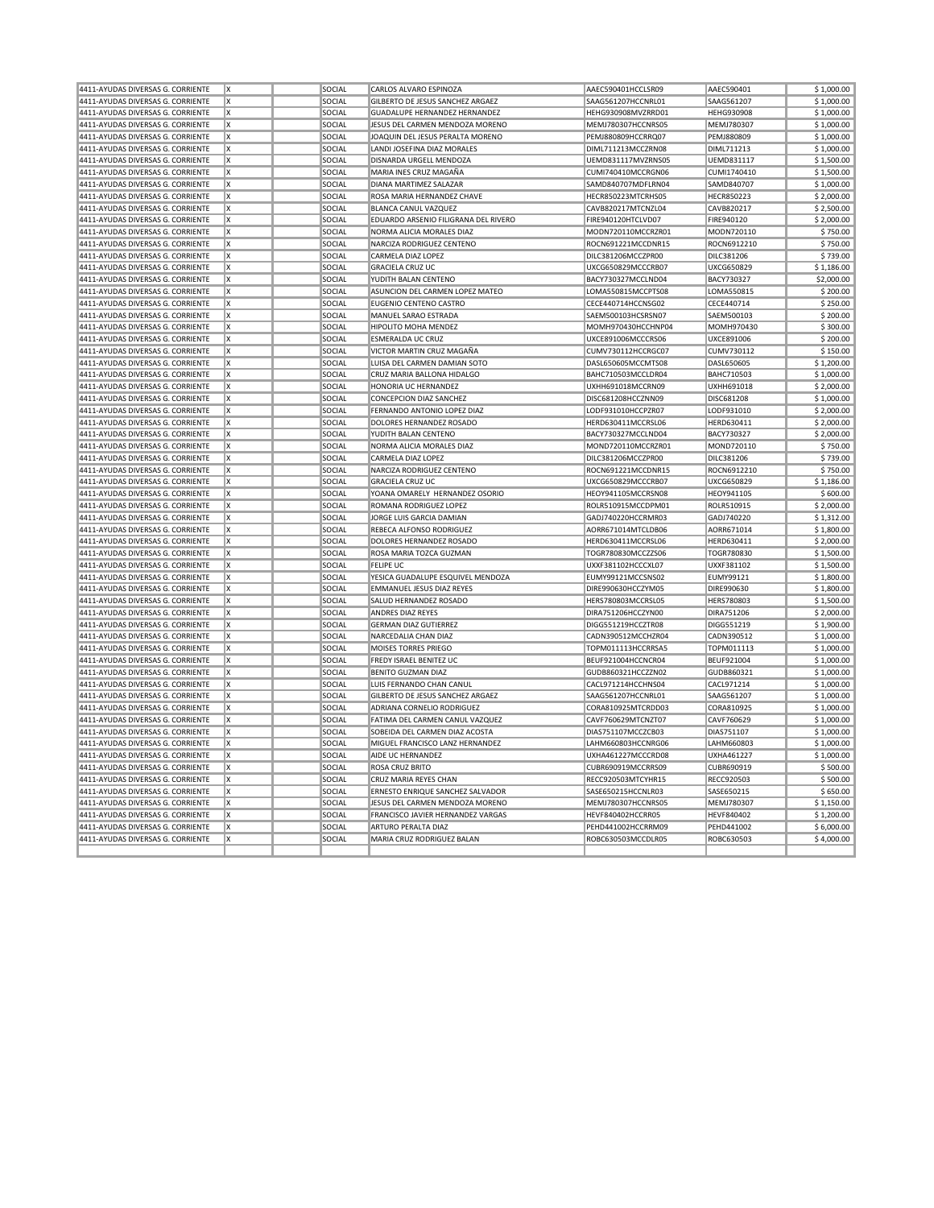| | | | | | | | |
|---|---|---|---|---|---|---|---|
| 4411-AYUDAS DIVERSAS G. CORRIENTE | X | | SOCIAL | CARLOS ALVARO ESPINOZA | AAEC590401HCCLSR09 | AAEC590401 | $ 1,000.00 |
| 4411-AYUDAS DIVERSAS G. CORRIENTE | X | | SOCIAL | GILBERTO DE JESUS SANCHEZ ARGAEZ | SAAG561207HCCNRL01 | SAAG561207 | $ 1,000.00 |
| 4411-AYUDAS DIVERSAS G. CORRIENTE | X | | SOCIAL | GUADALUPE HERNANDEZ HERNANDEZ | HEHG930908MVZRRD01 | HEHG930908 | $ 1,000.00 |
| 4411-AYUDAS DIVERSAS G. CORRIENTE | X | | SOCIAL | JESUS DEL CARMEN MENDOZA MORENO | MEMJ780307HCCNRS05 | MEMJ780307 | $ 1,000.00 |
| 4411-AYUDAS DIVERSAS G. CORRIENTE | X | | SOCIAL | JOAQUIN DEL JESUS PERALTA MORENO | PEMJ880809HCCRRQ07 | PEMJ880809 | $ 1,000.00 |
| 4411-AYUDAS DIVERSAS G. CORRIENTE | X | | SOCIAL | LANDI JOSEFINA DIAZ MORALES | DIML711213MCCZRN08 | DIML711213 | $ 1,000.00 |
| 4411-AYUDAS DIVERSAS G. CORRIENTE | X | | SOCIAL | DISNARDA URGELL MENDOZA | UEMD831117MVZRNS05 | UEMD831117 | $ 1,500.00 |
| 4411-AYUDAS DIVERSAS G. CORRIENTE | X | | SOCIAL | MARIA INES CRUZ MAGAÑA | CUMI740410MCCRGN06 | CUMI1740410 | $ 1,500.00 |
| 4411-AYUDAS DIVERSAS G. CORRIENTE | X | | SOCIAL | DIANA MARTIMEZ SALAZAR | SAMD840707MDFLRN04 | SAMD840707 | $ 1,000.00 |
| 4411-AYUDAS DIVERSAS G. CORRIENTE | X | | SOCIAL | ROSA MARIA HERNANDEZ CHAVE | HECR850223MTCRHS05 | HECR850223 | $ 2,000.00 |
| 4411-AYUDAS DIVERSAS G. CORRIENTE | X | | SOCIAL | BLANCA CANUL VAZQUEZ | CAVB820217MTCNZL04 | CAVB820217 | $ 2,500.00 |
| 4411-AYUDAS DIVERSAS G. CORRIENTE | X | | SOCIAL | EDUARDO ARSENIO FILIGRANA DEL RIVERO | FIRE940120HTCLVD07 | FIRE940120 | $ 2,000.00 |
| 4411-AYUDAS DIVERSAS G. CORRIENTE | X | | SOCIAL | NORMA ALICIA MORALES DIAZ | MODN720110MCCRZR01 | MODN720110 | $ 750.00 |
| 4411-AYUDAS DIVERSAS G. CORRIENTE | X | | SOCIAL | NARCIZA RODRIGUEZ CENTENO | ROCN691221MCCDNR15 | ROCN6912210 | $ 750.00 |
| 4411-AYUDAS DIVERSAS G. CORRIENTE | X | | SOCIAL | CARMELA DIAZ LOPEZ | DILC381206MCCZPR00 | DILC381206 | $ 739.00 |
| 4411-AYUDAS DIVERSAS G. CORRIENTE | X | | SOCIAL | GRACIELA CRUZ UC | UXCG650829MCCCRB07 | UXCG650829 | $ 1,186.00 |
| 4411-AYUDAS DIVERSAS G. CORRIENTE | X | | SOCIAL | YUDITH BALAN CENTENO | BACY730327MCCLND04 | BACY730327 | $2,000.00 |
| 4411-AYUDAS DIVERSAS G. CORRIENTE | X | | SOCIAL | ASUNCION DEL CARMEN LOPEZ MATEO | LOMA550815MCCPTS08 | LOMA550815 | $ 200.00 |
| 4411-AYUDAS DIVERSAS G. CORRIENTE | X | | SOCIAL | EUGENIO CENTENO CASTRO | CECE440714HCCNSG02 | CECE440714 | $ 250.00 |
| 4411-AYUDAS DIVERSAS G. CORRIENTE | X | | SOCIAL | MANUEL SARAO ESTRADA | SAEM500103HCSRSN07 | SAEM500103 | $ 200.00 |
| 4411-AYUDAS DIVERSAS G. CORRIENTE | X | | SOCIAL | HIPOLITO MOHA MENDEZ | MOMH970430HCCHNP04 | MOMH970430 | $ 300.00 |
| 4411-AYUDAS DIVERSAS G. CORRIENTE | X | | SOCIAL | ESMERALDA UC CRUZ | UXCE891006MCCCRS06 | UXCE891006 | $ 200.00 |
| 4411-AYUDAS DIVERSAS G. CORRIENTE | X | | SOCIAL | VICTOR MARTIN CRUZ MAGAÑA | CUMV730112HCCRGC07 | CUMV730112 | $ 150.00 |
| 4411-AYUDAS DIVERSAS G. CORRIENTE | X | | SOCIAL | LUISA DEL CARMEN DAMIAN SOTO | DASL650605MCCMTS08 | DASL650605 | $ 1,200.00 |
| 4411-AYUDAS DIVERSAS G. CORRIENTE | X | | SOCIAL | CRUZ MARIA BALLONA HIDALGO | BAHC710503MCCLDR04 | BAHC710503 | $ 1,000.00 |
| 4411-AYUDAS DIVERSAS G. CORRIENTE | X | | SOCIAL | HONORIA UC HERNANDEZ | UXHH691018MCCRN09 | UXHH691018 | $ 2,000.00 |
| 4411-AYUDAS DIVERSAS G. CORRIENTE | X | | SOCIAL | CONCEPCION DIAZ SANCHEZ | DISC681208HCCZNN09 | DISC681208 | $ 1,000.00 |
| 4411-AYUDAS DIVERSAS G. CORRIENTE | X | | SOCIAL | FERNANDO ANTONIO LOPEZ DIAZ | LODF931010HCCPZR07 | LODF931010 | $ 2,000.00 |
| 4411-AYUDAS DIVERSAS G. CORRIENTE | X | | SOCIAL | DOLORES HERNANDEZ ROSADO | HERD630411MCCRSL06 | HERD630411 | $ 2,000.00 |
| 4411-AYUDAS DIVERSAS G. CORRIENTE | X | | SOCIAL | YUDITH BALAN CENTENO | BACY730327MCCLND04 | BACY730327 | $ 2,000.00 |
| 4411-AYUDAS DIVERSAS G. CORRIENTE | X | | SOCIAL | NORMA ALICIA MORALES DIAZ | MOND720110MCCRZR01 | MOND720110 | $ 750.00 |
| 4411-AYUDAS DIVERSAS G. CORRIENTE | X | | SOCIAL | CARMELA DIAZ LOPEZ | DILC381206MCCZPR00 | DILC381206 | $ 739.00 |
| 4411-AYUDAS DIVERSAS G. CORRIENTE | X | | SOCIAL | NARCIZA RODRIGUEZ CENTENO | ROCN691221MCCDNR15 | ROCN6912210 | $ 750.00 |
| 4411-AYUDAS DIVERSAS G. CORRIENTE | X | | SOCIAL | GRACIELA CRUZ UC | UXCG650829MCCCRB07 | UXCG650829 | $ 1,186.00 |
| 4411-AYUDAS DIVERSAS G. CORRIENTE | X | | SOCIAL | YOANA OMARELY HERNANDEZ OSORIO | HEOY941105MCCRSN08 | HEOY941105 | $ 600.00 |
| 4411-AYUDAS DIVERSAS G. CORRIENTE | X | | SOCIAL | ROMANA RODRIGUEZ LOPEZ | ROLR510915MCCDPM01 | ROLR510915 | $ 2,000.00 |
| 4411-AYUDAS DIVERSAS G. CORRIENTE | X | | SOCIAL | JORGE LUIS GARCIA DAMIAN | GADJ740220HCCRMR03 | GADJ740220 | $ 1,312.00 |
| 4411-AYUDAS DIVERSAS G. CORRIENTE | X | | SOCIAL | REBECA ALFONSO RODRIGUEZ | AORR671014MTCLDB06 | AORR671014 | $ 1,800.00 |
| 4411-AYUDAS DIVERSAS G. CORRIENTE | X | | SOCIAL | DOLORES HERNANDEZ ROSADO | HERD630411MCCRSL06 | HERD630411 | $ 2,000.00 |
| 4411-AYUDAS DIVERSAS G. CORRIENTE | X | | SOCIAL | ROSA MARIA TOZCA GUZMAN | TOGR780830MCCZZS06 | TOGR780830 | $ 1,500.00 |
| 4411-AYUDAS DIVERSAS G. CORRIENTE | X | | SOCIAL | FELIPE UC | UXXF381102HCCCXL07 | UXXF381102 | $ 1,500.00 |
| 4411-AYUDAS DIVERSAS G. CORRIENTE | X | | SOCIAL | YESICA GUADALUPE ESQUIVEL MENDOZA | EUMY99121MCCSNS02 | EUMY99121 | $ 1,800.00 |
| 4411-AYUDAS DIVERSAS G. CORRIENTE | X | | SOCIAL | EMMANUEL JESUS DIAZ REYES | DIRE990630HCCZYM05 | DIRE990630 | $ 1,800.00 |
| 4411-AYUDAS DIVERSAS G. CORRIENTE | X | | SOCIAL | SALUD HERNANDEZ ROSADO | HERS780803MCCRSL05 | HERS780803 | $ 1,500.00 |
| 4411-AYUDAS DIVERSAS G. CORRIENTE | X | | SOCIAL | ANDRES DIAZ REYES | DIRA751206HCCZYN00 | DIRA751206 | $ 2,000.00 |
| 4411-AYUDAS DIVERSAS G. CORRIENTE | X | | SOCIAL | GERMAN DIAZ GUTIERREZ | DIGG551219HCCZTR08 | DIGG551219 | $ 1,900.00 |
| 4411-AYUDAS DIVERSAS G. CORRIENTE | X | | SOCIAL | NARCEDALIA CHAN DIAZ | CADN390512MCCHZR04 | CADN390512 | $ 1,000.00 |
| 4411-AYUDAS DIVERSAS G. CORRIENTE | X | | SOCIAL | MOISES TORRES PRIEGO | TOPM011113HCCRRSA5 | TOPM011113 | $ 1,000.00 |
| 4411-AYUDAS DIVERSAS G. CORRIENTE | X | | SOCIAL | FREDY ISRAEL BENITEZ UC | BEUF921004HCCNCR04 | BEUF921004 | $ 1,000.00 |
| 4411-AYUDAS DIVERSAS G. CORRIENTE | X | | SOCIAL | BENITO GUZMAN DIAZ | GUDB860321HCCZZN02 | GUDB860321 | $ 1,000.00 |
| 4411-AYUDAS DIVERSAS G. CORRIENTE | X | | SOCIAL | LUIS FERNANDO CHAN CANUL | CACL971214HCCHNS04 | CACL971214 | $ 1,000.00 |
| 4411-AYUDAS DIVERSAS G. CORRIENTE | X | | SOCIAL | GILBERTO DE JESUS SANCHEZ ARGAEZ | SAAG561207HCCNRL01 | SAAG561207 | $ 1,000.00 |
| 4411-AYUDAS DIVERSAS G. CORRIENTE | X | | SOCIAL | ADRIANA CORNELIO RODRIGUEZ | CORA810925MTCRDD03 | CORA810925 | $ 1,000.00 |
| 4411-AYUDAS DIVERSAS G. CORRIENTE | X | | SOCIAL | FATIMA DEL CARMEN CANUL VAZQUEZ | CAVF760629MTCNZT07 | CAVF760629 | $ 1,000.00 |
| 4411-AYUDAS DIVERSAS G. CORRIENTE | X | | SOCIAL | SOBEIDA DEL CARMEN DIAZ ACOSTA | DIAS751107MCCZCB03 | DIAS751107 | $ 1,000.00 |
| 4411-AYUDAS DIVERSAS G. CORRIENTE | X | | SOCIAL | MIGUEL FRANCISCO LANZ HERNANDEZ | LAHM660803HCCNRG06 | LAHM660803 | $ 1,000.00 |
| 4411-AYUDAS DIVERSAS G. CORRIENTE | X | | SOCIAL | AIDE UC HERNANDEZ | UXHA461227MCCCRD08 | UXHA461227 | $ 1,000.00 |
| 4411-AYUDAS DIVERSAS G. CORRIENTE | X | | SOCIAL | ROSA CRUZ BRITO | CUBR690919MCCRRS09 | CUBR690919 | $ 500.00 |
| 4411-AYUDAS DIVERSAS G. CORRIENTE | X | | SOCIAL | CRUZ MARIA REYES CHAN | RECC920503MTCYHR15 | RECC920503 | $ 500.00 |
| 4411-AYUDAS DIVERSAS G. CORRIENTE | X | | SOCIAL | ERNESTO ENRIQUE SANCHEZ SALVADOR | SASE650215HCCNLR03 | SASE650215 | $ 650.00 |
| 4411-AYUDAS DIVERSAS G. CORRIENTE | X | | SOCIAL | JESUS DEL CARMEN MENDOZA MORENO | MEMJ780307HCCNRS05 | MEMJ780307 | $ 1,150.00 |
| 4411-AYUDAS DIVERSAS G. CORRIENTE | X | | SOCIAL | FRANCISCO JAVIER HERNANDEZ VARGAS | HEVF840402HCCRR05 | HEVF840402 | $ 1,200.00 |
| 4411-AYUDAS DIVERSAS G. CORRIENTE | X | | SOCIAL | ARTURO PERALTA DIAZ | PEHD441002HCCRRM09 | PEHD441002 | $ 6,000.00 |
| 4411-AYUDAS DIVERSAS G. CORRIENTE | X | | SOCIAL | MARIA CRUZ RODRIGUEZ BALAN | ROBC630503MCCDLR05 | ROBC630503 | $ 4,000.00 |
| | | | | | | | |